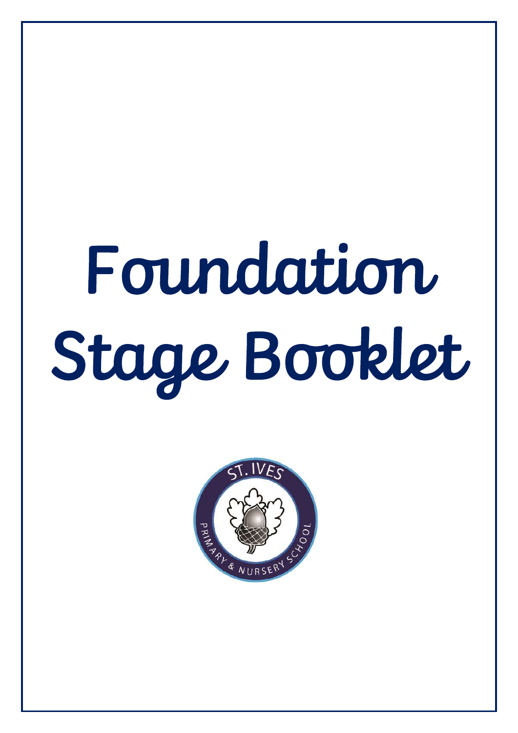# Foundation Stage Booklet

ST. IVES PRIMARY & NURSERY SCHOOL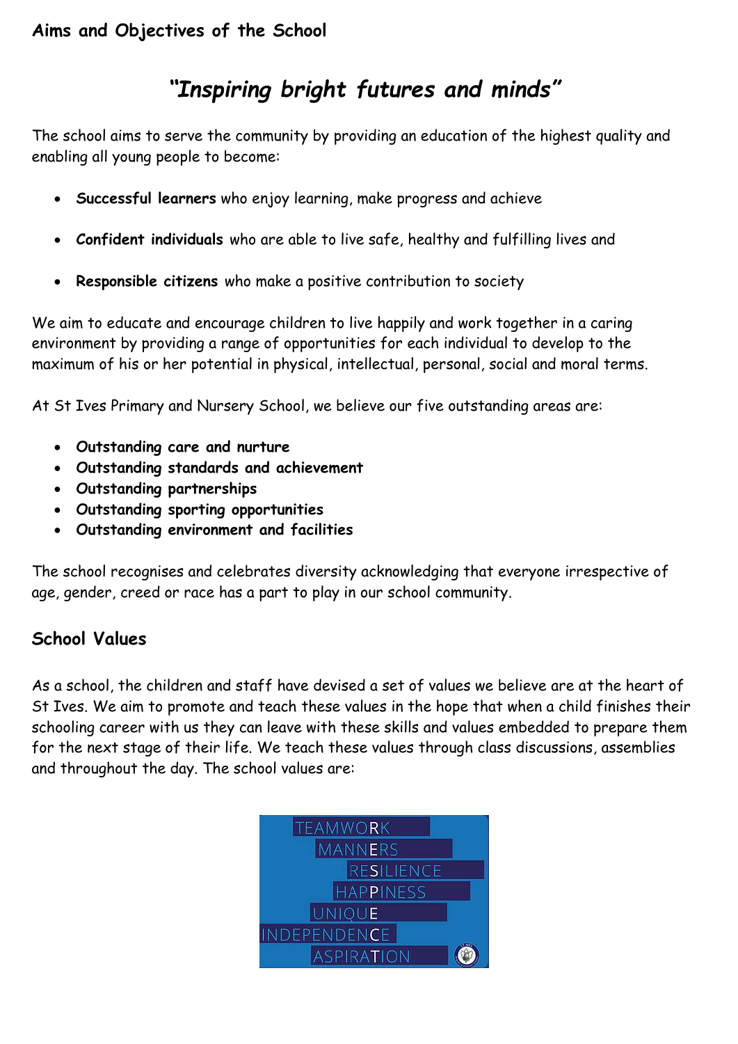## Aims and Objectives of the School

# *"Inspiring bright futures and minds"*

The school aims to serve the community by providing an education of the highest quality and enabling all young people to become:

- **Successful learners** who enjoy learning, make progress and achieve
- **Confident individuals** who are able to live safe, healthy and fulfilling lives and
- **Responsible citizens** who make a positive contribution to society

We aim to educate and encourage children to live happily and work together in a caring environment by providing a range of opportunities for each individual to develop to the maximum of his or her potential in physical, intellectual, personal, social and moral terms.

At St Ives Primary and Nursery School, we believe our five outstanding areas are:

- ***Outstanding care and nurture***
- ***Outstanding standards and achievement***
- ***Outstanding partnerships***
- ***Outstanding sporting opportunities***
- ***Outstanding environment and facilities***

The school recognises and celebrates diversity acknowledging that everyone irrespective of age, gender, creed or race has a part to play in our school community.

## School Values

As a school, the children and staff have devised a set of values we believe are at the heart of St Ives. We aim to promote and teach these values in the hope that when a child finishes their schooling career with us they can leave with these skills and values embedded to prepare them for the next stage of their life. We teach these values through class discussions, assemblies and throughout the day. The school values are:

TEAMWORK
MANNERS
RESILIENCE
HAPPINESS
UNIQUE
INDEPENDENCE
ASPIRATION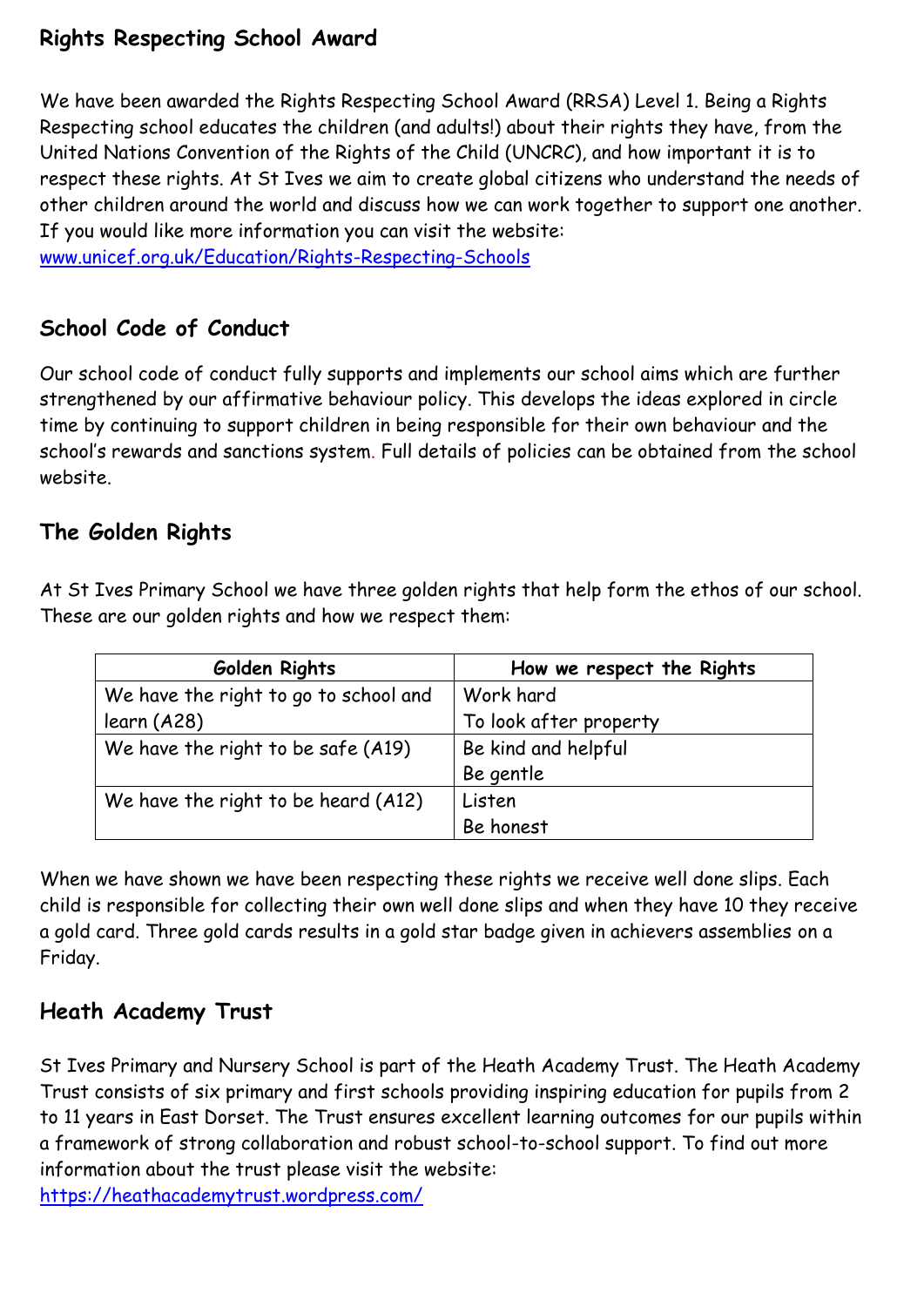## Rights Respecting School Award

We have been awarded the Rights Respecting School Award (RRSA) Level 1. Being a Rights Respecting school educates the children (and adults!) about their rights they have, from the United Nations Convention of the Rights of the Child (UNCRC), and how important it is to respect these rights. At St Ives we aim to create global citizens who understand the needs of other children around the world and discuss how we can work together to support one another. If you would like more information you can visit the website: [www.unicef.org.uk/Education/Rights-Respecting-Schools](www.unicef.org.uk/Education/Rights-Respecting-Schools)

## School Code of Conduct

Our school code of conduct fully supports and implements our school aims which are further strengthened by our affirmative behaviour policy. This develops the ideas explored in circle time by continuing to support children in being responsible for their own behaviour and the school's rewards and sanctions system. Full details of policies can be obtained from the school website.

## The Golden Rights

At St Ives Primary School we have three golden rights that help form the ethos of our school. These are our golden rights and how we respect them:

| Golden Rights | How we respect the Rights |
|---|---|
| We have the right to go to school and learn (A28) | Work hard<br>To look after property |
| We have the right to be safe (A19) | Be kind and helpful<br>Be gentle |
| We have the right to be heard (A12) | Listen<br>Be honest |

When we have shown we have been respecting these rights we receive well done slips. Each child is responsible for collecting their own well done slips and when they have 10 they receive a gold card. Three gold cards results in a gold star badge given in achievers assemblies on a Friday.

## Heath Academy Trust

St Ives Primary and Nursery School is part of the Heath Academy Trust. The Heath Academy Trust consists of six primary and first schools providing inspiring education for pupils from 2 to 11 years in East Dorset. The Trust ensures excellent learning outcomes for our pupils within a framework of strong collaboration and robust school-to-school support. To find out more information about the trust please visit the website: [https://heathacademytrust.wordpress.com/](https://heathacademytrust.wordpress.com/)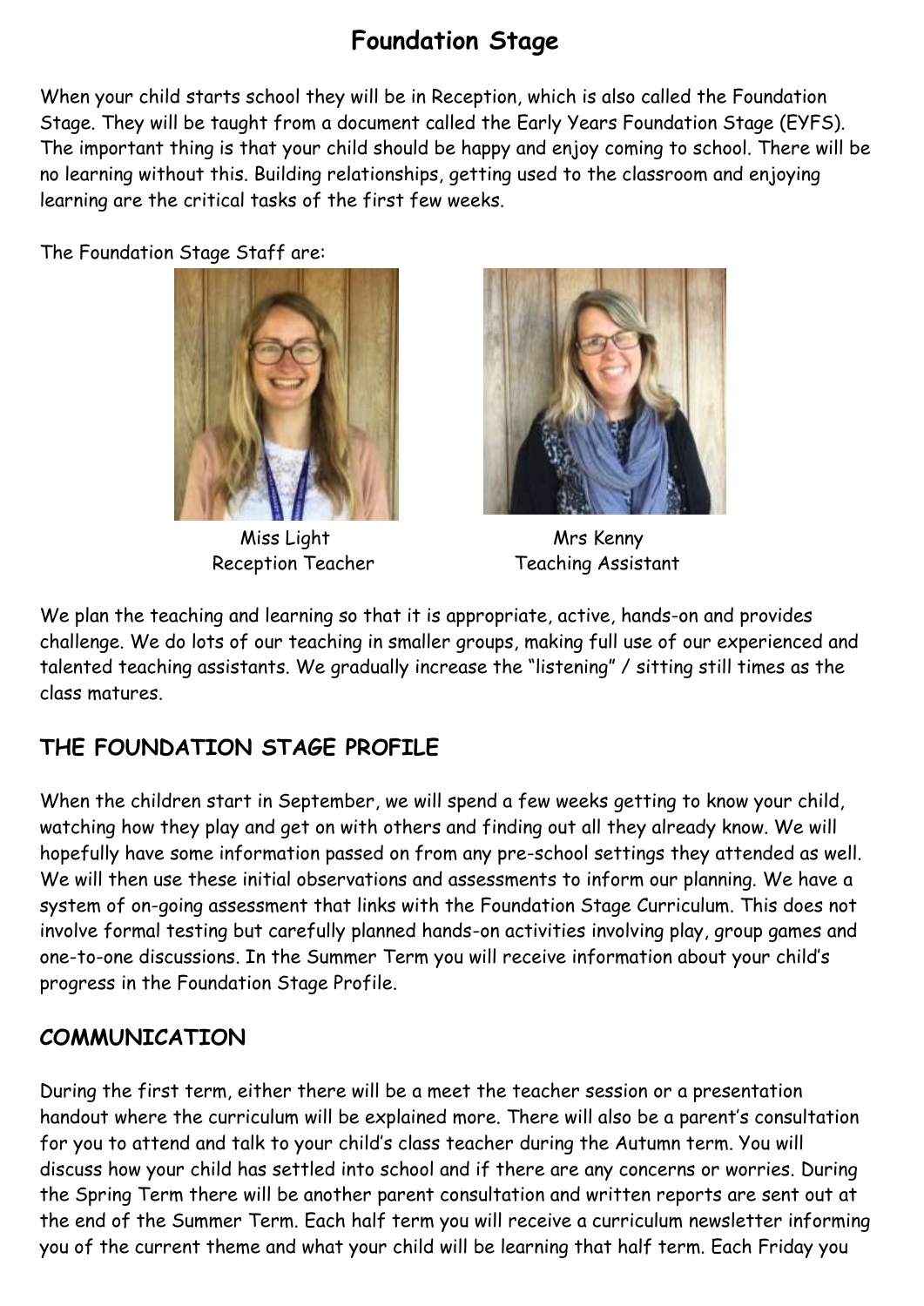# Foundation Stage

When your child starts school they will be in Reception, which is also called the Foundation Stage. They will be taught from a document called the Early Years Foundation Stage (EYFS). The important thing is that your child should be happy and enjoy coming to school. There will be no learning without this. Building relationships, getting used to the classroom and enjoying learning are the critical tasks of the first few weeks.

The Foundation Stage Staff are:

Miss Light
Reception Teacher

Mrs Kenny
Teaching Assistant

We plan the teaching and learning so that it is appropriate, active, hands-on and provides challenge. We do lots of our teaching in smaller groups, making full use of our experienced and talented teaching assistants. We gradually increase the "listening" / sitting still times as the class matures.

## THE FOUNDATION STAGE PROFILE

When the children start in September, we will spend a few weeks getting to know your child, watching how they play and get on with others and finding out all they already know. We will hopefully have some information passed on from any pre-school settings they attended as well. We will then use these initial observations and assessments to inform our planning. We have a system of on-going assessment that links with the Foundation Stage Curriculum. This does not involve formal testing but carefully planned hands-on activities involving play, group games and one-to-one discussions. In the Summer Term you will receive information about your child's progress in the Foundation Stage Profile.

## COMMUNICATION

During the first term, either there will be a meet the teacher session or a presentation handout where the curriculum will be explained more. There will also be a parent's consultation for you to attend and talk to your child's class teacher during the Autumn term. You will discuss how your child has settled into school and if there are any concerns or worries. During the Spring Term there will be another parent consultation and written reports are sent out at the end of the Summer Term. Each half term you will receive a curriculum newsletter informing you of the current theme and what your child will be learning that half term. Each Friday you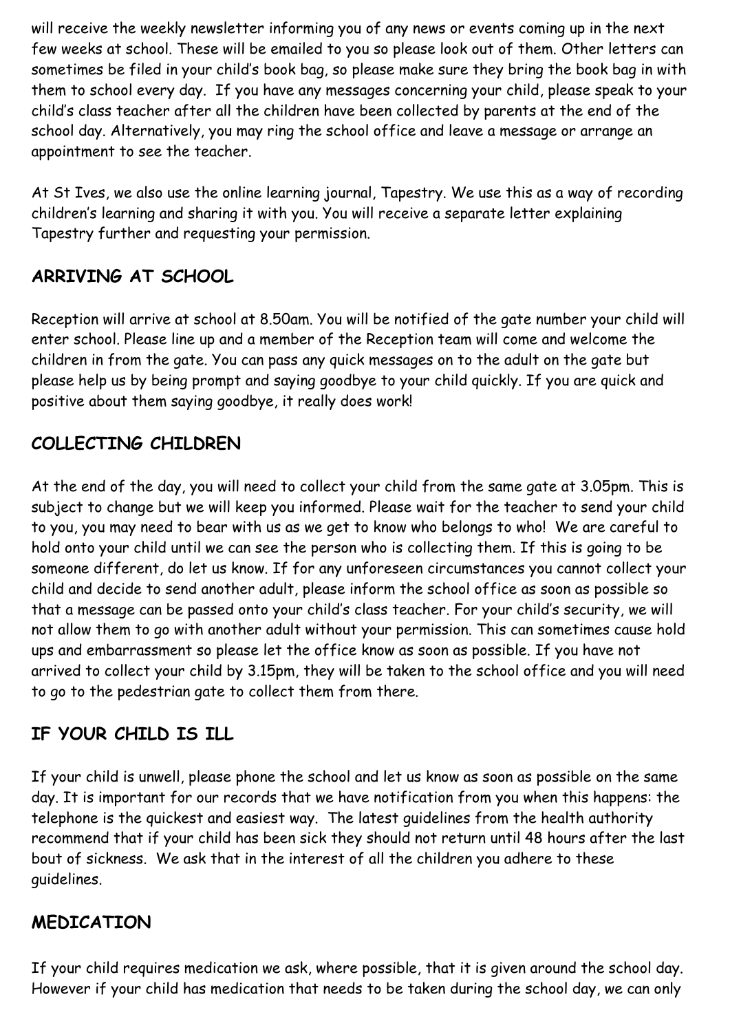will receive the weekly newsletter informing you of any news or events coming up in the next few weeks at school. These will be emailed to you so please look out of them. Other letters can sometimes be filed in your child's book bag, so please make sure they bring the book bag in with them to school every day. If you have any messages concerning your child, please speak to your child's class teacher after all the children have been collected by parents at the end of the school day. Alternatively, you may ring the school office and leave a message or arrange an appointment to see the teacher.

At St Ives, we also use the online learning journal, Tapestry. We use this as a way of recording children's learning and sharing it with you. You will receive a separate letter explaining Tapestry further and requesting your permission.

## ARRIVING AT SCHOOL

Reception will arrive at school at 8.50am. You will be notified of the gate number your child will enter school. Please line up and a member of the Reception team will come and welcome the children in from the gate. You can pass any quick messages on to the adult on the gate but please help us by being prompt and saying goodbye to your child quickly. If you are quick and positive about them saying goodbye, it really does work!

## COLLECTING CHILDREN

At the end of the day, you will need to collect your child from the same gate at 3.05pm. This is subject to change but we will keep you informed. Please wait for the teacher to send your child to you, you may need to bear with us as we get to know who belongs to who! We are careful to hold onto your child until we can see the person who is collecting them. If this is going to be someone different, do let us know. If for any unforeseen circumstances you cannot collect your child and decide to send another adult, please inform the school office as soon as possible so that a message can be passed onto your child's class teacher. For your child's security, we will not allow them to go with another adult without your permission. This can sometimes cause hold ups and embarrassment so please let the office know as soon as possible. If you have not arrived to collect your child by 3.15pm, they will be taken to the school office and you will need to go to the pedestrian gate to collect them from there.

## IF YOUR CHILD IS ILL

If your child is unwell, please phone the school and let us know as soon as possible on the same day. It is important for our records that we have notification from you when this happens: the telephone is the quickest and easiest way. The latest guidelines from the health authority recommend that if your child has been sick they should not return until 48 hours after the last bout of sickness. We ask that in the interest of all the children you adhere to these guidelines.

## MEDICATION

If your child requires medication we ask, where possible, that it is given around the school day. However if your child has medication that needs to be taken during the school day, we can only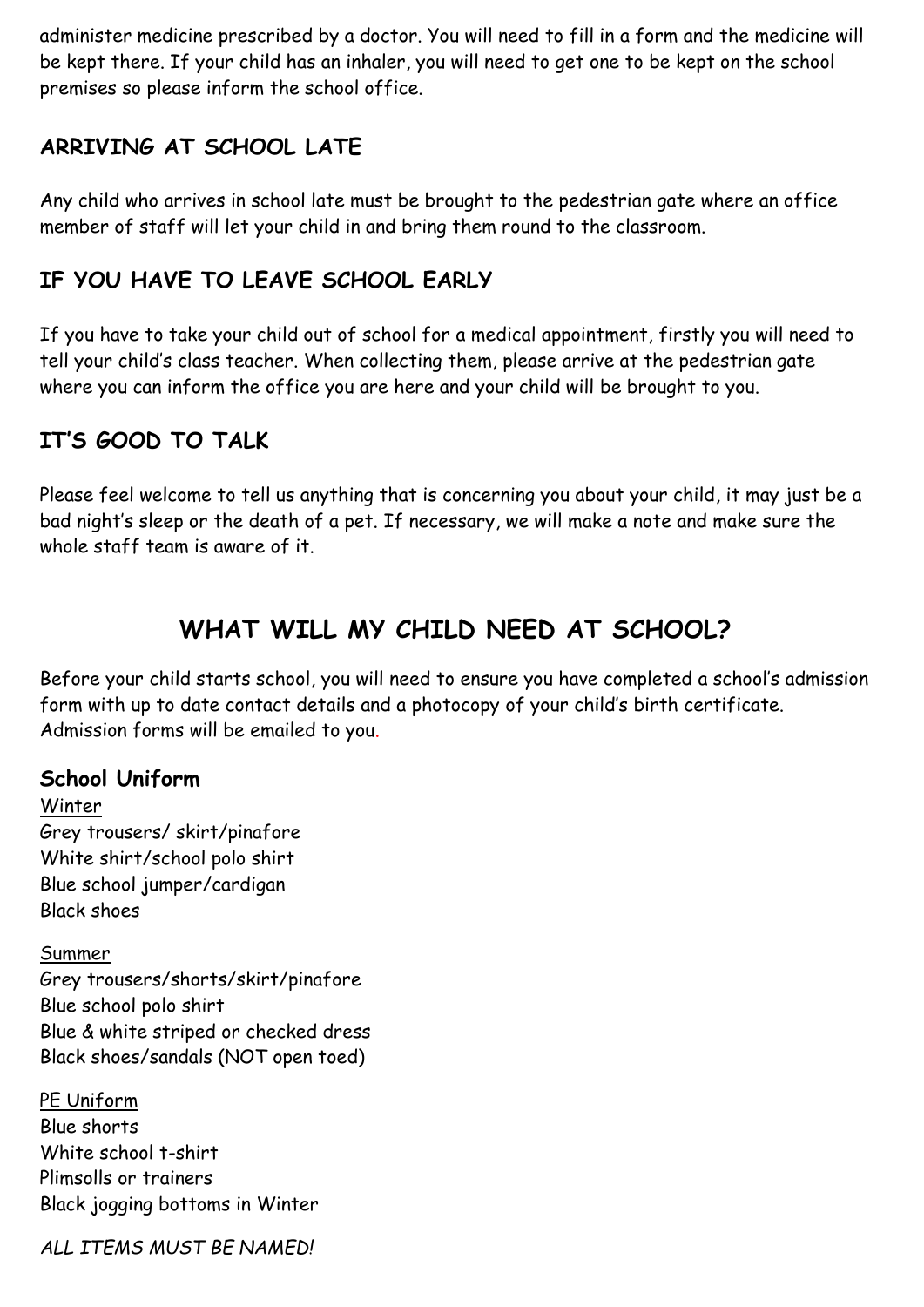administer medicine prescribed by a doctor. You will need to fill in a form and the medicine will be kept there. If your child has an inhaler, you will need to get one to be kept on the school premises so please inform the school office.

### ARRIVING AT SCHOOL LATE

Any child who arrives in school late must be brought to the pedestrian gate where an office member of staff will let your child in and bring them round to the classroom.

### IF YOU HAVE TO LEAVE SCHOOL EARLY

If you have to take your child out of school for a medical appointment, firstly you will need to tell your child's class teacher. When collecting them, please arrive at the pedestrian gate where you can inform the office you are here and your child will be brought to you.

### IT'S GOOD TO TALK

Please feel welcome to tell us anything that is concerning you about your child, it may just be a bad night's sleep or the death of a pet. If necessary, we will make a note and make sure the whole staff team is aware of it.

## WHAT WILL MY CHILD NEED AT SCHOOL?

Before your child starts school, you will need to ensure you have completed a school's admission form with up to date contact details and a photocopy of your child's birth certificate. Admission forms will be emailed to you.

### School Uniform

Winter
Grey trousers/ skirt/pinafore
White shirt/school polo shirt
Blue school jumper/cardigan
Black shoes

Summer
Grey trousers/shorts/skirt/pinafore
Blue school polo shirt
Blue & white striped or checked dress
Black shoes/sandals (NOT open toed)

PE Uniform
Blue shorts
White school t-shirt
Plimsolls or trainers
Black jogging bottoms in Winter

*ALL ITEMS MUST BE NAMED!*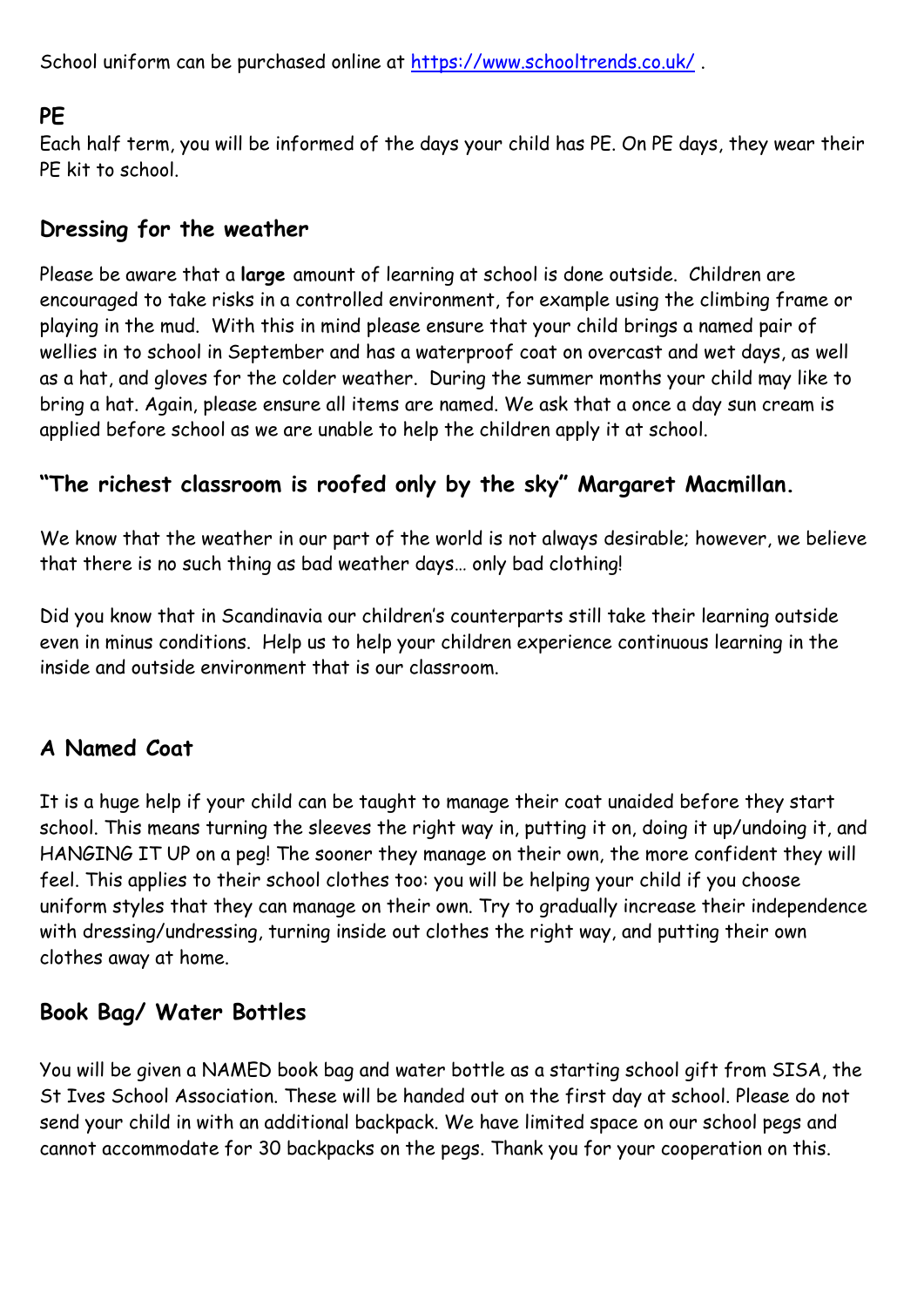School uniform can be purchased online at [https://www.schooltrends.co.uk/](https://www.schooltrends.co.uk/) .

## PE

Each half term, you will be informed of the days your child has PE. On PE days, they wear their PE kit to school.

## Dressing for the weather

Please be aware that a **large** amount of learning at school is done outside. Children are encouraged to take risks in a controlled environment, for example using the climbing frame or playing in the mud. With this in mind please ensure that your child brings a named pair of wellies in to school in September and has a waterproof coat on overcast and wet days, as well as a hat, and gloves for the colder weather. During the summer months your child may like to bring a hat. Again, please ensure all items are named. We ask that a once a day sun cream is applied before school as we are unable to help the children apply it at school.

## "The richest classroom is roofed only by the sky" Margaret Macmillan.

We know that the weather in our part of the world is not always desirable; however, we believe that there is no such thing as bad weather days… only bad clothing!

Did you know that in Scandinavia our children's counterparts still take their learning outside even in minus conditions. Help us to help your children experience continuous learning in the inside and outside environment that is our classroom.

## A Named Coat

It is a huge help if your child can be taught to manage their coat unaided before they start school. This means turning the sleeves the right way in, putting it on, doing it up/undoing it, and HANGING IT UP on a peg! The sooner they manage on their own, the more confident they will feel. This applies to their school clothes too: you will be helping your child if you choose uniform styles that they can manage on their own. Try to gradually increase their independence with dressing/undressing, turning inside out clothes the right way, and putting their own clothes away at home.

## Book Bag/ Water Bottles

You will be given a NAMED book bag and water bottle as a starting school gift from SISA, the St Ives School Association. These will be handed out on the first day at school. Please do not send your child in with an additional backpack. We have limited space on our school pegs and cannot accommodate for 30 backpacks on the pegs. Thank you for your cooperation on this.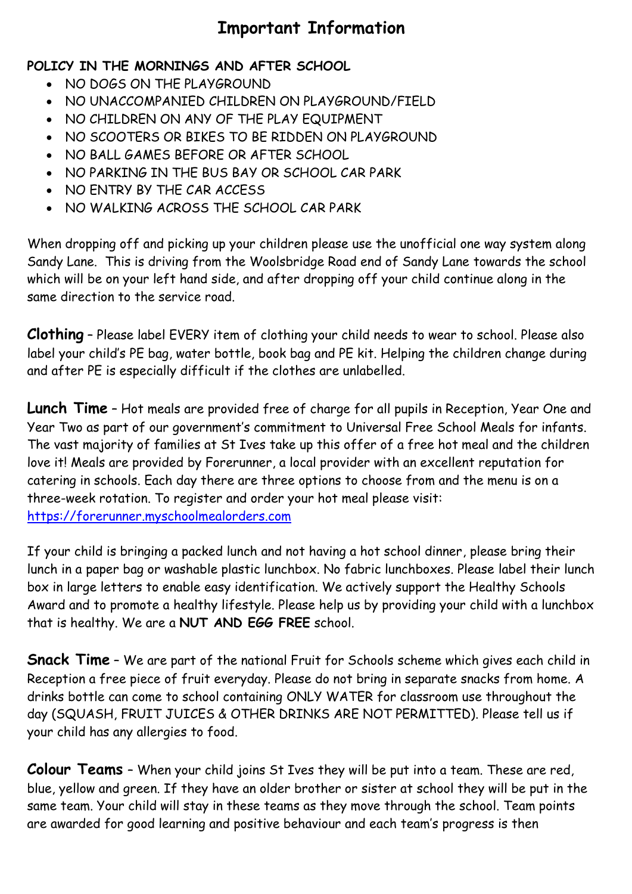# Important Information

**POLICY IN THE MORNINGS AND AFTER SCHOOL**

- NO DOGS ON THE PLAYGROUND
- NO UNACCOMPANIED CHILDREN ON PLAYGROUND/FIELD
- NO CHILDREN ON ANY OF THE PLAY EQUIPMENT
- NO SCOOTERS OR BIKES TO BE RIDDEN ON PLAYGROUND
- NO BALL GAMES BEFORE OR AFTER SCHOOL
- NO PARKING IN THE BUS BAY OR SCHOOL CAR PARK
- NO ENTRY BY THE CAR ACCESS
- NO WALKING ACROSS THE SCHOOL CAR PARK

When dropping off and picking up your children please use the unofficial one way system along Sandy Lane. This is driving from the Woolsbridge Road end of Sandy Lane towards the school which will be on your left hand side, and after dropping off your child continue along in the same direction to the service road.

**Clothing** – Please label EVERY item of clothing your child needs to wear to school. Please also label your child's PE bag, water bottle, book bag and PE kit. Helping the children change during and after PE is especially difficult if the clothes are unlabelled.

**Lunch Time** – Hot meals are provided free of charge for all pupils in Reception, Year One and Year Two as part of our government's commitment to Universal Free School Meals for infants. The vast majority of families at St Ives take up this offer of a free hot meal and the children love it! Meals are provided by Forerunner, a local provider with an excellent reputation for catering in schools. Each day there are three options to choose from and the menu is on a three-week rotation. To register and order your hot meal please visit: [https://forerunner.myschoolmealorders.com](https://forerunner.myschoolmealorders.com)

If your child is bringing a packed lunch and not having a hot school dinner, please bring their lunch in a paper bag or washable plastic lunchbox. No fabric lunchboxes. Please label their lunch box in large letters to enable easy identification. We actively support the Healthy Schools Award and to promote a healthy lifestyle. Please help us by providing your child with a lunchbox that is healthy. We are a **NUT AND EGG FREE** school.

**Snack Time** – We are part of the national Fruit for Schools scheme which gives each child in Reception a free piece of fruit everyday. Please do not bring in separate snacks from home. A drinks bottle can come to school containing ONLY WATER for classroom use throughout the day (SQUASH, FRUIT JUICES & OTHER DRINKS ARE NOT PERMITTED). Please tell us if your child has any allergies to food.

**Colour Teams** – When your child joins St Ives they will be put into a team. These are red, blue, yellow and green. If they have an older brother or sister at school they will be put in the same team. Your child will stay in these teams as they move through the school. Team points are awarded for good learning and positive behaviour and each team's progress is then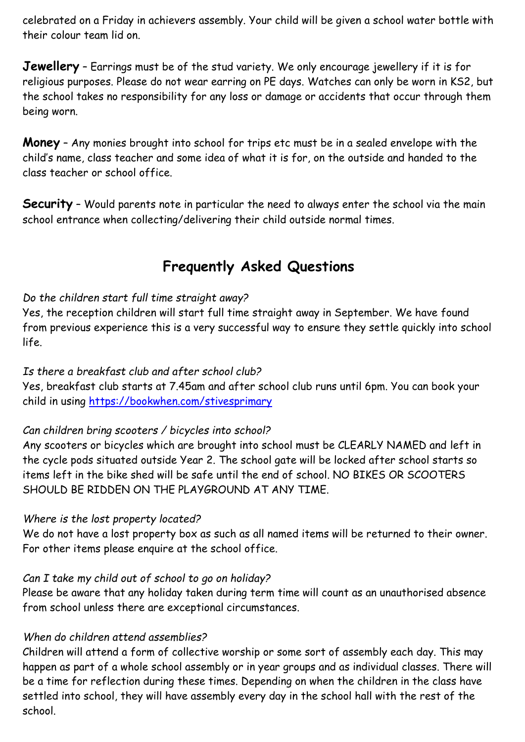celebrated on a Friday in achievers assembly. Your child will be given a school water bottle with their colour team lid on.

**Jewellery** – Earrings must be of the stud variety. We only encourage jewellery if it is for religious purposes. Please do not wear earring on PE days. Watches can only be worn in KS2, but the school takes no responsibility for any loss or damage or accidents that occur through them being worn.

**Money** – Any monies brought into school for trips etc must be in a sealed envelope with the child's name, class teacher and some idea of what it is for, on the outside and handed to the class teacher or school office.

**Security** – Would parents note in particular the need to always enter the school via the main school entrance when collecting/delivering their child outside normal times.

## Frequently Asked Questions

*Do the children start full time straight away?*

Yes, the reception children will start full time straight away in September. We have found from previous experience this is a very successful way to ensure they settle quickly into school life.

*Is there a breakfast club and after school club?*

Yes, breakfast club starts at 7.45am and after school club runs until 6pm. You can book your child in using https://bookwhen.com/stivesprimary

*Can children bring scooters / bicycles into school?*

Any scooters or bicycles which are brought into school must be CLEARLY NAMED and left in the cycle pods situated outside Year 2. The school gate will be locked after school starts so items left in the bike shed will be safe until the end of school. NO BIKES OR SCOOTERS SHOULD BE RIDDEN ON THE PLAYGROUND AT ANY TIME.

*Where is the lost property located?*

We do not have a lost property box as such as all named items will be returned to their owner. For other items please enquire at the school office.

*Can I take my child out of school to go on holiday?*

Please be aware that any holiday taken during term time will count as an unauthorised absence from school unless there are exceptional circumstances.

*When do children attend assemblies?*

Children will attend a form of collective worship or some sort of assembly each day. This may happen as part of a whole school assembly or in year groups and as individual classes. There will be a time for reflection during these times. Depending on when the children in the class have settled into school, they will have assembly every day in the school hall with the rest of the school.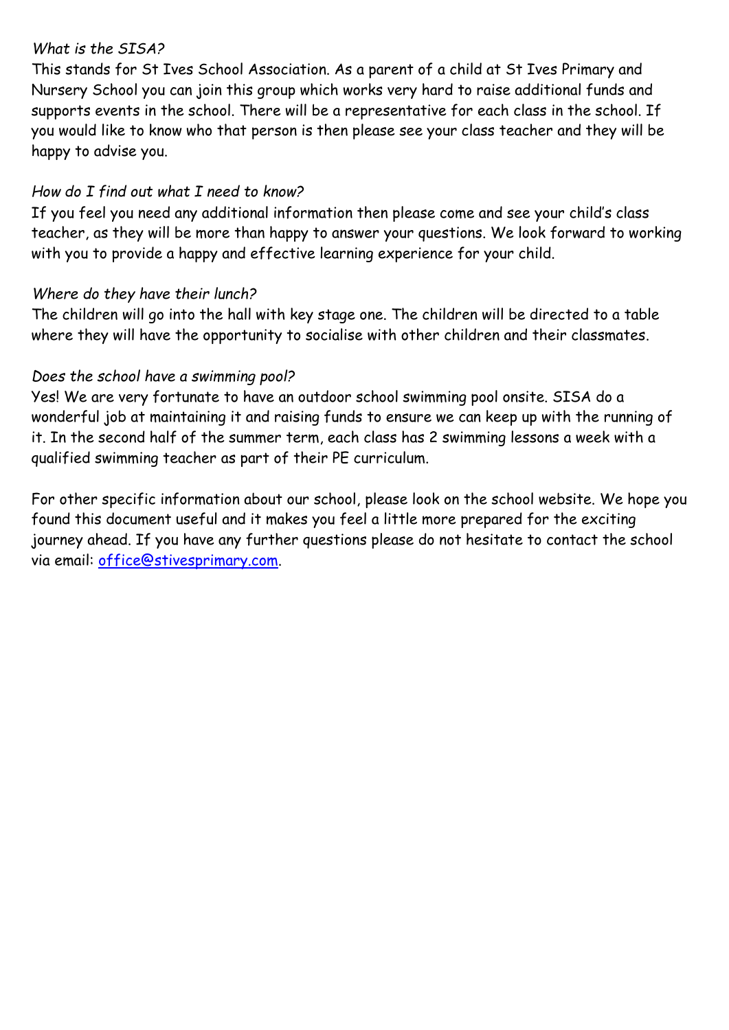*What is the SISA?*

This stands for St Ives School Association. As a parent of a child at St Ives Primary and Nursery School you can join this group which works very hard to raise additional funds and supports events in the school. There will be a representative for each class in the school. If you would like to know who that person is then please see your class teacher and they will be happy to advise you.

*How do I find out what I need to know?*

If you feel you need any additional information then please come and see your child's class teacher, as they will be more than happy to answer your questions. We look forward to working with you to provide a happy and effective learning experience for your child.

*Where do they have their lunch?*

The children will go into the hall with key stage one. The children will be directed to a table where they will have the opportunity to socialise with other children and their classmates.

*Does the school have a swimming pool?*

Yes! We are very fortunate to have an outdoor school swimming pool onsite. SISA do a wonderful job at maintaining it and raising funds to ensure we can keep up with the running of it. In the second half of the summer term, each class has 2 swimming lessons a week with a qualified swimming teacher as part of their PE curriculum.

For other specific information about our school, please look on the school website. We hope you found this document useful and it makes you feel a little more prepared for the exciting journey ahead. If you have any further questions please do not hesitate to contact the school via email: office@stivesprimary.com.